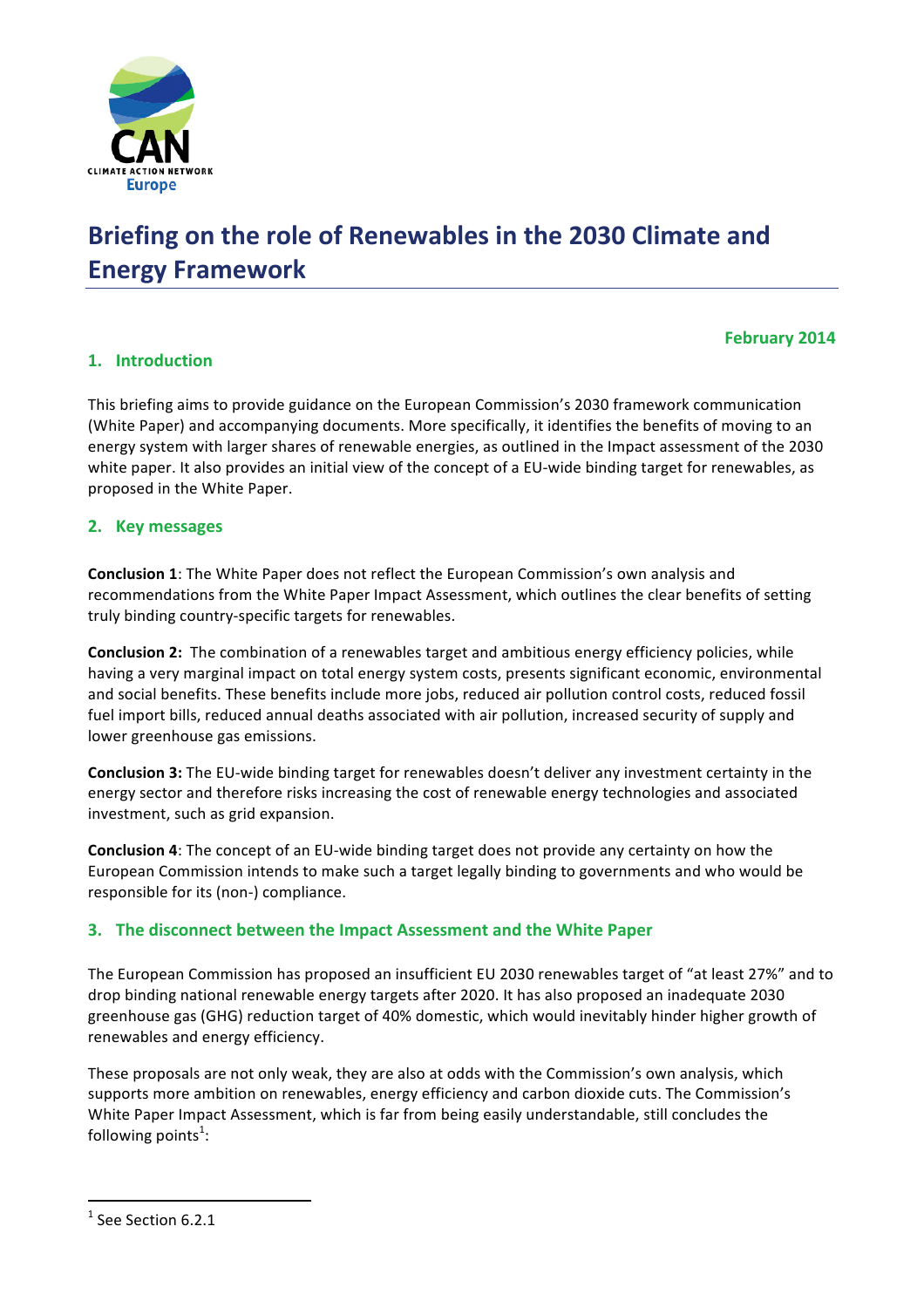# Briefing on the role of Renewables in the 2030 Climate and Energy Framework

**February 2014**

## 1. Introduction

This briefing aims to provide guidance on the European Commission's 2030 framework communication (White Paper) and accompanying documents. More specifically, it identifies the benefits of moving to an energy system with larger shares of renewable energies, as outlined in the Impact assessment of the 2030 white paper. It also provides an initial view of the concept of a EU-wide binding target for renewables, as proposed in the White Paper.

## 2. Key messages

**Conclusion 1**: The White Paper does not reflect the European Commission's own analysis and recommendations from the White Paper Impact Assessment, which outlines the clear benefits of setting truly binding country-specific targets for renewables.

**Conclusion 2:** The combination of a renewables target and ambitious energy efficiency policies, while having a very marginal impact on total energy system costs, presents significant economic, environmental and social benefits. These benefits include more jobs, reduced air pollution control costs, reduced fossil fuel import bills, reduced annual deaths associated with air pollution, increased security of supply and lower greenhouse gas emissions.

**Conclusion 3:** The EU-wide binding target for renewables doesn't deliver any investment certainty in the energy sector and therefore risks increasing the cost of renewable energy technologies and associated investment, such as grid expansion.

**Conclusion 4**: The concept of an EU-wide binding target does not provide any certainty on how the European Commission intends to make such a target legally binding to governments and who would be responsible for its (non-) compliance.

## 3. The disconnect between the Impact Assessment and the White Paper

The European Commission has proposed an insufficient EU 2030 renewables target of "at least 27%" and to drop binding national renewable energy targets after 2020. It has also proposed an inadequate 2030 greenhouse gas (GHG) reduction target of 40% domestic, which would inevitably hinder higher growth of renewables and energy efficiency.

These proposals are not only weak, they are also at odds with the Commission's own analysis, which supports more ambition on renewables, energy efficiency and carbon dioxide cuts. The Commission's White Paper Impact Assessment, which is far from being easily understandable, still concludes the following points[1]:

[1] See Section 6.2.1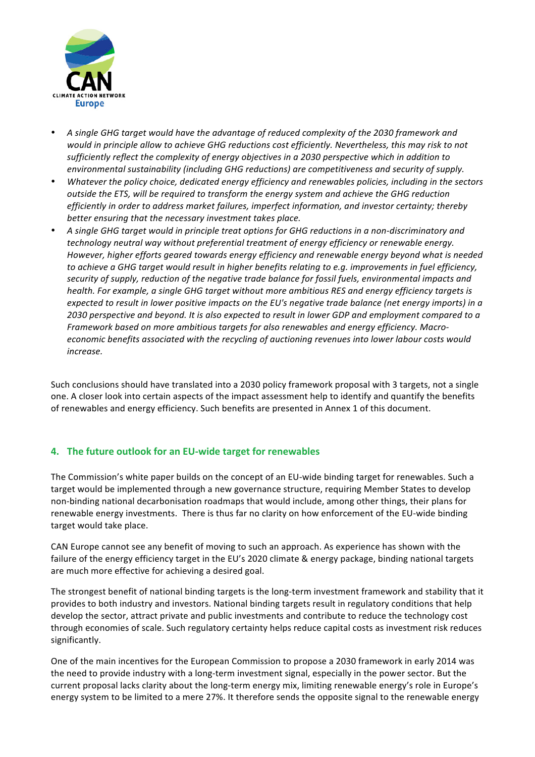- *A single GHG target would have the advantage of reduced complexity of the 2030 framework and would in principle allow to achieve GHG reductions cost efficiently. Nevertheless, this may risk to not sufficiently reflect the complexity of energy objectives in a 2030 perspective which in addition to environmental sustainability (including GHG reductions) are competitiveness and security of supply.*
- *Whatever the policy choice, dedicated energy efficiency and renewables policies, including in the sectors outside the ETS, will be required to transform the energy system and achieve the GHG reduction efficiently in order to address market failures, imperfect information, and investor certainty; thereby better ensuring that the necessary investment takes place.*
- *A single GHG target would in principle treat options for GHG reductions in a non-discriminatory and technology neutral way without preferential treatment of energy efficiency or renewable energy. However, higher efforts geared towards energy efficiency and renewable energy beyond what is needed to achieve a GHG target would result in higher benefits relating to e.g. improvements in fuel efficiency, security of supply, reduction of the negative trade balance for fossil fuels, environmental impacts and health. For example, a single GHG target without more ambitious RES and energy efficiency targets is expected to result in lower positive impacts on the EU's negative trade balance (net energy imports) in a 2030 perspective and beyond. It is also expected to result in lower GDP and employment compared to a Framework based on more ambitious targets for also renewables and energy efficiency. Macro-economic benefits associated with the recycling of auctioning revenues into lower labour costs would increase.*

Such conclusions should have translated into a 2030 policy framework proposal with 3 targets, not a single one. A closer look into certain aspects of the impact assessment help to identify and quantify the benefits of renewables and energy efficiency. Such benefits are presented in Annex 1 of this document.

## 4. The future outlook for an EU-wide target for renewables

The Commission's white paper builds on the concept of an EU-wide binding target for renewables. Such a target would be implemented through a new governance structure, requiring Member States to develop non-binding national decarbonisation roadmaps that would include, among other things, their plans for renewable energy investments. There is thus far no clarity on how enforcement of the EU-wide binding target would take place.

CAN Europe cannot see any benefit of moving to such an approach. As experience has shown with the failure of the energy efficiency target in the EU's 2020 climate & energy package, binding national targets are much more effective for achieving a desired goal.

The strongest benefit of national binding targets is the long-term investment framework and stability that it provides to both industry and investors. National binding targets result in regulatory conditions that help develop the sector, attract private and public investments and contribute to reduce the technology cost through economies of scale. Such regulatory certainty helps reduce capital costs as investment risk reduces significantly.

One of the main incentives for the European Commission to propose a 2030 framework in early 2014 was the need to provide industry with a long-term investment signal, especially in the power sector. But the current proposal lacks clarity about the long-term energy mix, limiting renewable energy's role in Europe's energy system to be limited to a mere 27%. It therefore sends the opposite signal to the renewable energy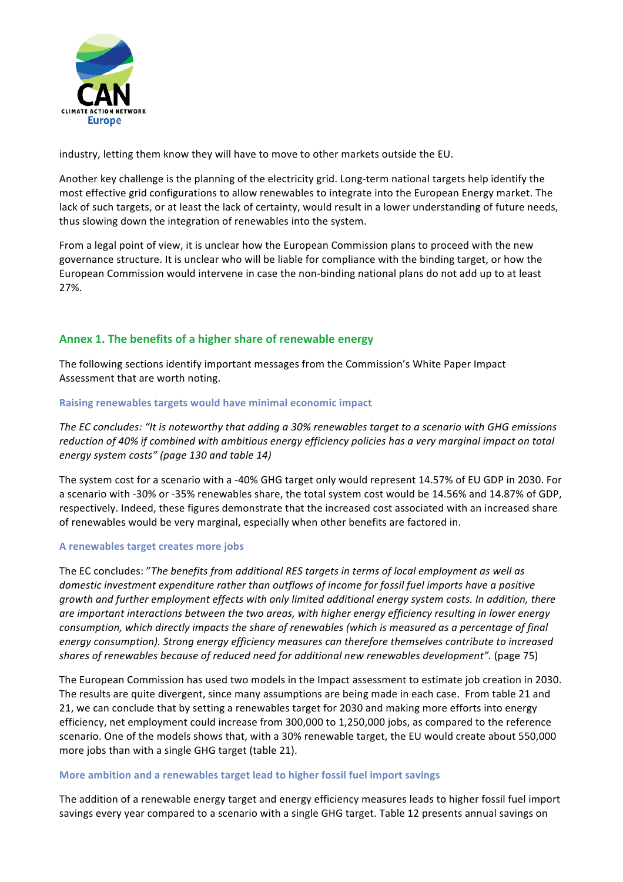industry, letting them know they will have to move to other markets outside the EU.

Another key challenge is the planning of the electricity grid. Long-term national targets help identify the most effective grid configurations to allow renewables to integrate into the European Energy market. The lack of such targets, or at least the lack of certainty, would result in a lower understanding of future needs, thus slowing down the integration of renewables into the system.

From a legal point of view, it is unclear how the European Commission plans to proceed with the new governance structure. It is unclear who will be liable for compliance with the binding target, or how the European Commission would intervene in case the non-binding national plans do not add up to at least 27%.

## Annex 1. The benefits of a higher share of renewable energy

The following sections identify important messages from the Commission's White Paper Impact Assessment that are worth noting.

### Raising renewables targets would have minimal economic impact

*The EC concludes: "It is noteworthy that adding a 30% renewables target to a scenario with GHG emissions reduction of 40% if combined with ambitious energy efficiency policies has a very marginal impact on total energy system costs" (page 130 and table 14)*

The system cost for a scenario with a -40% GHG target only would represent 14.57% of EU GDP in 2030. For a scenario with -30% or -35% renewables share, the total system cost would be 14.56% and 14.87% of GDP, respectively. Indeed, these figures demonstrate that the increased cost associated with an increased share of renewables would be very marginal, especially when other benefits are factored in.

### A renewables target creates more jobs

The EC concludes: "*The benefits from additional RES targets in terms of local employment as well as domestic investment expenditure rather than outflows of income for fossil fuel imports have a positive growth and further employment effects with only limited additional energy system costs. In addition, there are important interactions between the two areas, with higher energy efficiency resulting in lower energy consumption, which directly impacts the share of renewables (which is measured as a percentage of final energy consumption). Strong energy efficiency measures can therefore themselves contribute to increased shares of renewables because of reduced need for additional new renewables development*". (page 75)

The European Commission has used two models in the Impact assessment to estimate job creation in 2030. The results are quite divergent, since many assumptions are being made in each case. From table 21 and 21, we can conclude that by setting a renewables target for 2030 and making more efforts into energy efficiency, net employment could increase from 300,000 to 1,250,000 jobs, as compared to the reference scenario. One of the models shows that, with a 30% renewable target, the EU would create about 550,000 more jobs than with a single GHG target (table 21).

### More ambition and a renewables target lead to higher fossil fuel import savings

The addition of a renewable energy target and energy efficiency measures leads to higher fossil fuel import savings every year compared to a scenario with a single GHG target. Table 12 presents annual savings on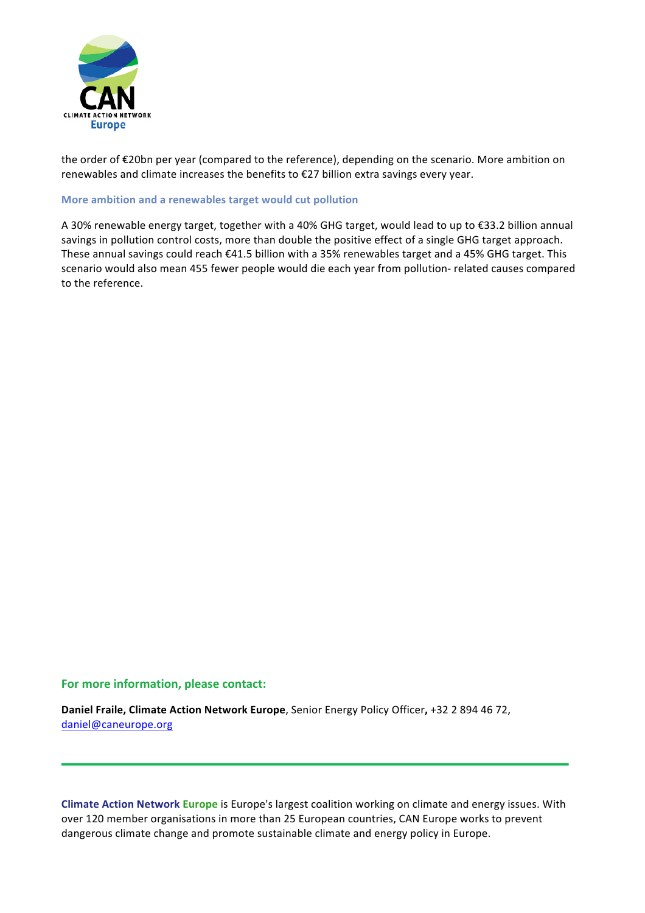the order of €20bn per year (compared to the reference), depending on the scenario. More ambition on renewables and climate increases the benefits to €27 billion extra savings every year.

### More ambition and a renewables target would cut pollution

A 30% renewable energy target, together with a 40% GHG target, would lead to up to €33.2 billion annual savings in pollution control costs, more than double the positive effect of a single GHG target approach. These annual savings could reach €41.5 billion with a 35% renewables target and a 45% GHG target. This scenario would also mean 455 fewer people would die each year from pollution- related causes compared to the reference.

### For more information, please contact:

**Daniel Fraile, Climate Action Network Europe**, Senior Energy Policy Officer**,** +32 2 894 46 72, daniel@caneurope.org

---

**Climate Action Network Europe** is Europe's largest coalition working on climate and energy issues. With over 120 member organisations in more than 25 European countries, CAN Europe works to prevent dangerous climate change and promote sustainable climate and energy policy in Europe.